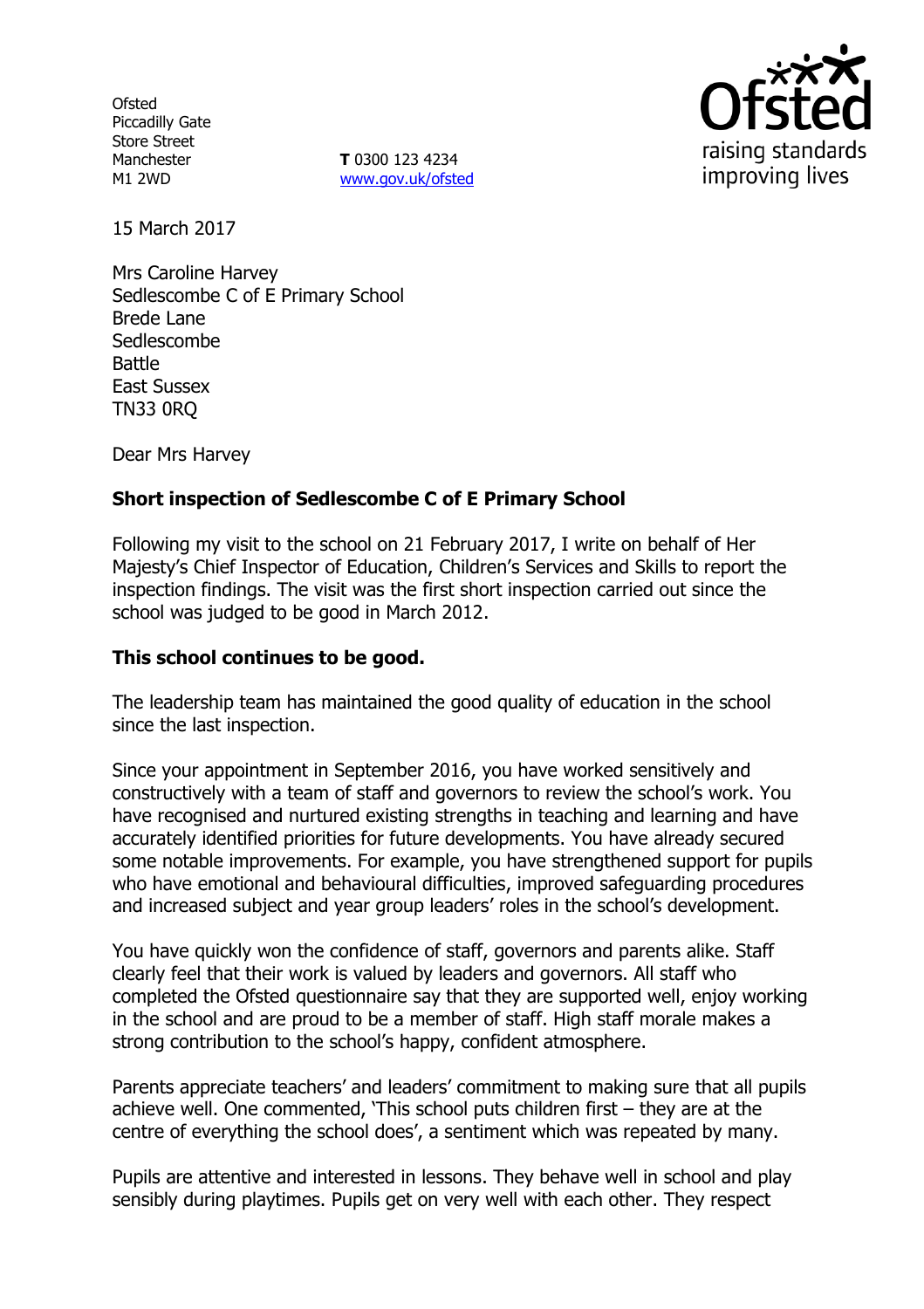Ofsted
Piccadilly Gate
Store Street
Manchester
M1 2WD

**T** 0300 123 4234
www.gov.uk/ofsted

15 March 2017

Mrs Caroline Harvey
Sedlescombe C of E Primary School
Brede Lane
Sedlescombe
Battle
East Sussex
TN33 0RQ

Dear Mrs Harvey

**Short inspection of Sedlescombe C of E Primary School**

Following my visit to the school on 21 February 2017, I write on behalf of Her Majesty's Chief Inspector of Education, Children's Services and Skills to report the inspection findings. The visit was the first short inspection carried out since the school was judged to be good in March 2012.

**This school continues to be good.**

The leadership team has maintained the good quality of education in the school since the last inspection.

Since your appointment in September 2016, you have worked sensitively and constructively with a team of staff and governors to review the school's work. You have recognised and nurtured existing strengths in teaching and learning and have accurately identified priorities for future developments. You have already secured some notable improvements. For example, you have strengthened support for pupils who have emotional and behavioural difficulties, improved safeguarding procedures and increased subject and year group leaders' roles in the school's development.

You have quickly won the confidence of staff, governors and parents alike. Staff clearly feel that their work is valued by leaders and governors. All staff who completed the Ofsted questionnaire say that they are supported well, enjoy working in the school and are proud to be a member of staff. High staff morale makes a strong contribution to the school's happy, confident atmosphere.

Parents appreciate teachers' and leaders' commitment to making sure that all pupils achieve well. One commented, 'This school puts children first – they are at the centre of everything the school does', a sentiment which was repeated by many.

Pupils are attentive and interested in lessons. They behave well in school and play sensibly during playtimes. Pupils get on very well with each other. They respect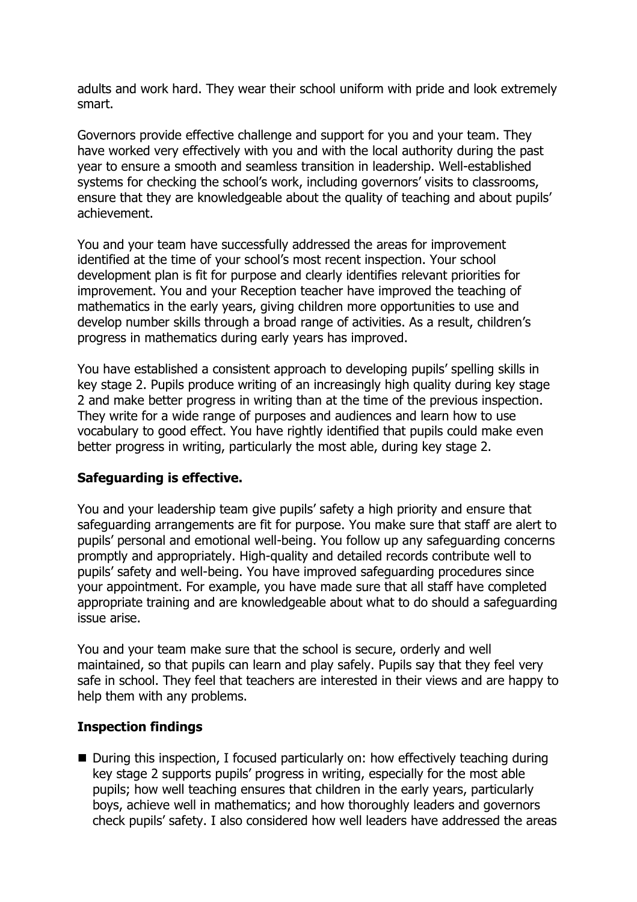adults and work hard. They wear their school uniform with pride and look extremely smart.

Governors provide effective challenge and support for you and your team. They have worked very effectively with you and with the local authority during the past year to ensure a smooth and seamless transition in leadership. Well-established systems for checking the school's work, including governors' visits to classrooms, ensure that they are knowledgeable about the quality of teaching and about pupils' achievement.

You and your team have successfully addressed the areas for improvement identified at the time of your school's most recent inspection. Your school development plan is fit for purpose and clearly identifies relevant priorities for improvement. You and your Reception teacher have improved the teaching of mathematics in the early years, giving children more opportunities to use and develop number skills through a broad range of activities. As a result, children's progress in mathematics during early years has improved.

You have established a consistent approach to developing pupils' spelling skills in key stage 2. Pupils produce writing of an increasingly high quality during key stage 2 and make better progress in writing than at the time of the previous inspection. They write for a wide range of purposes and audiences and learn how to use vocabulary to good effect. You have rightly identified that pupils could make even better progress in writing, particularly the most able, during key stage 2.

### Safeguarding is effective.

You and your leadership team give pupils' safety a high priority and ensure that safeguarding arrangements are fit for purpose. You make sure that staff are alert to pupils' personal and emotional well-being. You follow up any safeguarding concerns promptly and appropriately. High-quality and detailed records contribute well to pupils' safety and well-being. You have improved safeguarding procedures since your appointment. For example, you have made sure that all staff have completed appropriate training and are knowledgeable about what to do should a safeguarding issue arise.

You and your team make sure that the school is secure, orderly and well maintained, so that pupils can learn and play safely. Pupils say that they feel very safe in school. They feel that teachers are interested in their views and are happy to help them with any problems.

### Inspection findings

- During this inspection, I focused particularly on: how effectively teaching during key stage 2 supports pupils' progress in writing, especially for the most able pupils; how well teaching ensures that children in the early years, particularly boys, achieve well in mathematics; and how thoroughly leaders and governors check pupils' safety. I also considered how well leaders have addressed the areas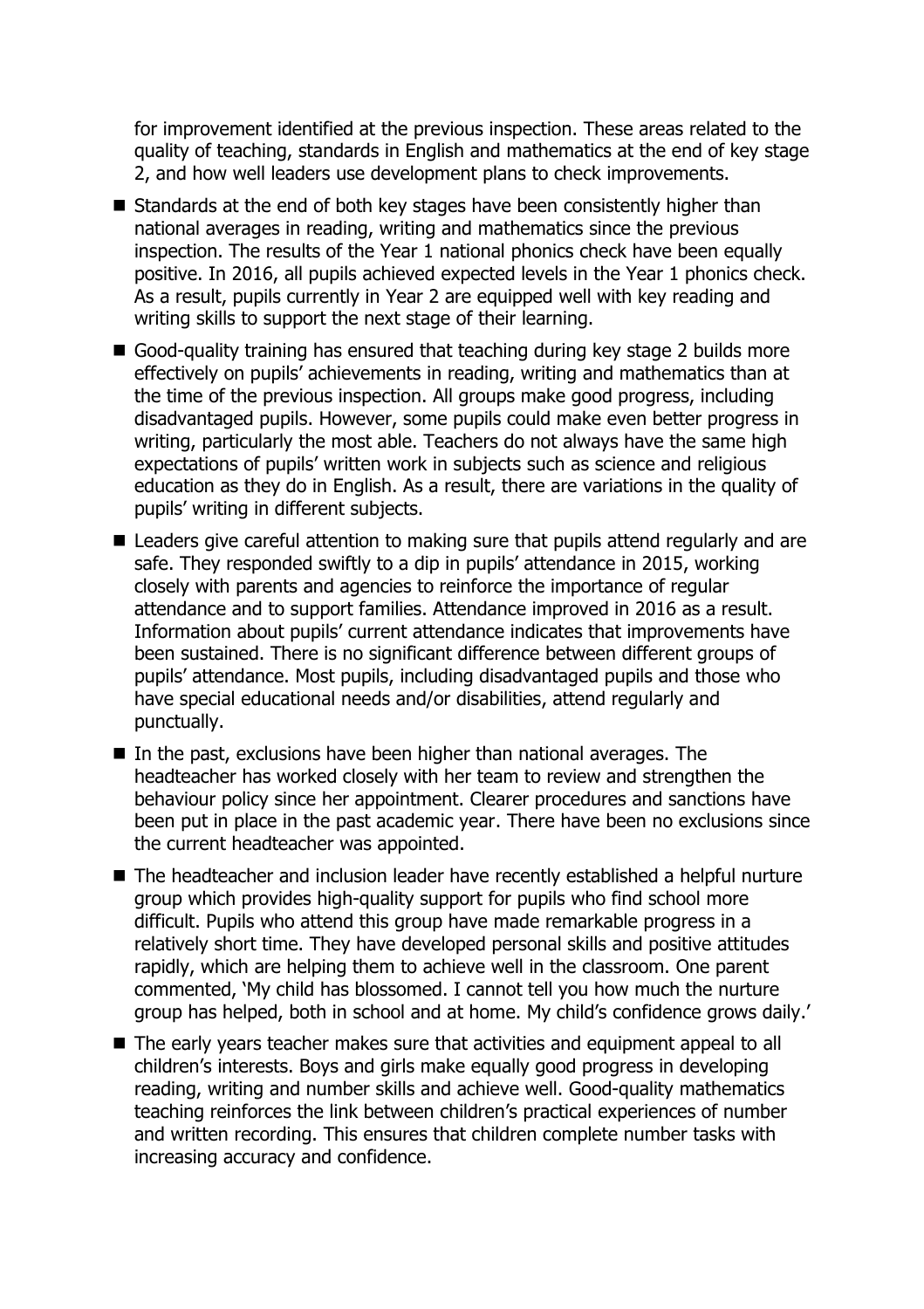for improvement identified at the previous inspection. These areas related to the quality of teaching, standards in English and mathematics at the end of key stage 2, and how well leaders use development plans to check improvements.

- Standards at the end of both key stages have been consistently higher than national averages in reading, writing and mathematics since the previous inspection. The results of the Year 1 national phonics check have been equally positive. In 2016, all pupils achieved expected levels in the Year 1 phonics check. As a result, pupils currently in Year 2 are equipped well with key reading and writing skills to support the next stage of their learning.
- Good-quality training has ensured that teaching during key stage 2 builds more effectively on pupils' achievements in reading, writing and mathematics than at the time of the previous inspection. All groups make good progress, including disadvantaged pupils. However, some pupils could make even better progress in writing, particularly the most able. Teachers do not always have the same high expectations of pupils' written work in subjects such as science and religious education as they do in English. As a result, there are variations in the quality of pupils' writing in different subjects.
- Leaders give careful attention to making sure that pupils attend regularly and are safe. They responded swiftly to a dip in pupils' attendance in 2015, working closely with parents and agencies to reinforce the importance of regular attendance and to support families. Attendance improved in 2016 as a result. Information about pupils' current attendance indicates that improvements have been sustained. There is no significant difference between different groups of pupils' attendance. Most pupils, including disadvantaged pupils and those who have special educational needs and/or disabilities, attend regularly and punctually.
- In the past, exclusions have been higher than national averages. The headteacher has worked closely with her team to review and strengthen the behaviour policy since her appointment. Clearer procedures and sanctions have been put in place in the past academic year. There have been no exclusions since the current headteacher was appointed.
- The headteacher and inclusion leader have recently established a helpful nurture group which provides high-quality support for pupils who find school more difficult. Pupils who attend this group have made remarkable progress in a relatively short time. They have developed personal skills and positive attitudes rapidly, which are helping them to achieve well in the classroom. One parent commented, 'My child has blossomed. I cannot tell you how much the nurture group has helped, both in school and at home. My child's confidence grows daily.'
- The early years teacher makes sure that activities and equipment appeal to all children's interests. Boys and girls make equally good progress in developing reading, writing and number skills and achieve well. Good-quality mathematics teaching reinforces the link between children's practical experiences of number and written recording. This ensures that children complete number tasks with increasing accuracy and confidence.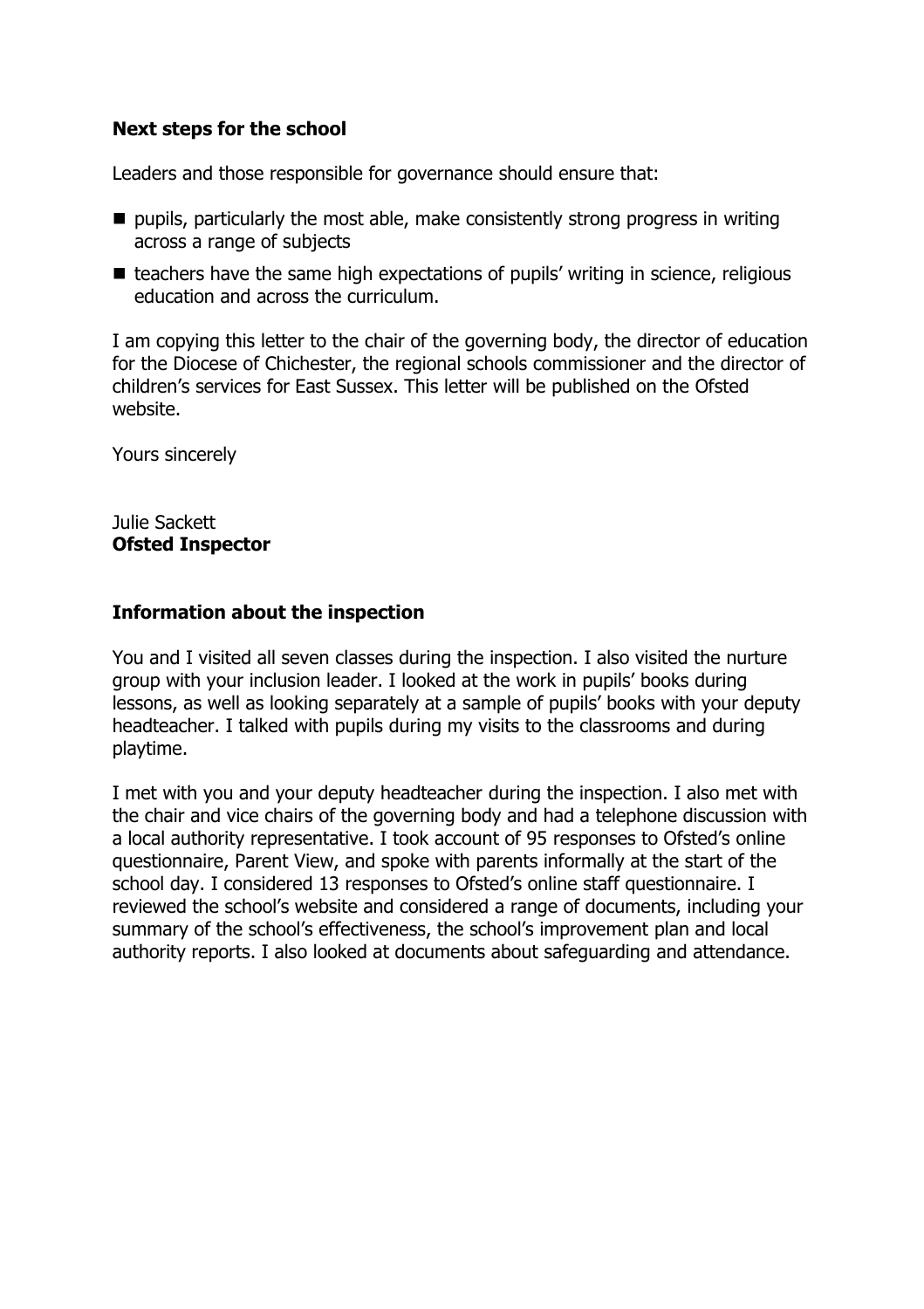### Next steps for the school

Leaders and those responsible for governance should ensure that:

- pupils, particularly the most able, make consistently strong progress in writing across a range of subjects
- teachers have the same high expectations of pupils' writing in science, religious education and across the curriculum.

I am copying this letter to the chair of the governing body, the director of education for the Diocese of Chichester, the regional schools commissioner and the director of children's services for East Sussex. This letter will be published on the Ofsted website.

Yours sincerely

Julie Sackett
**Ofsted Inspector**

### Information about the inspection

You and I visited all seven classes during the inspection. I also visited the nurture group with your inclusion leader. I looked at the work in pupils' books during lessons, as well as looking separately at a sample of pupils' books with your deputy headteacher. I talked with pupils during my visits to the classrooms and during playtime.

I met with you and your deputy headteacher during the inspection. I also met with the chair and vice chairs of the governing body and had a telephone discussion with a local authority representative. I took account of 95 responses to Ofsted's online questionnaire, Parent View, and spoke with parents informally at the start of the school day. I considered 13 responses to Ofsted's online staff questionnaire. I reviewed the school's website and considered a range of documents, including your summary of the school's effectiveness, the school's improvement plan and local authority reports. I also looked at documents about safeguarding and attendance.